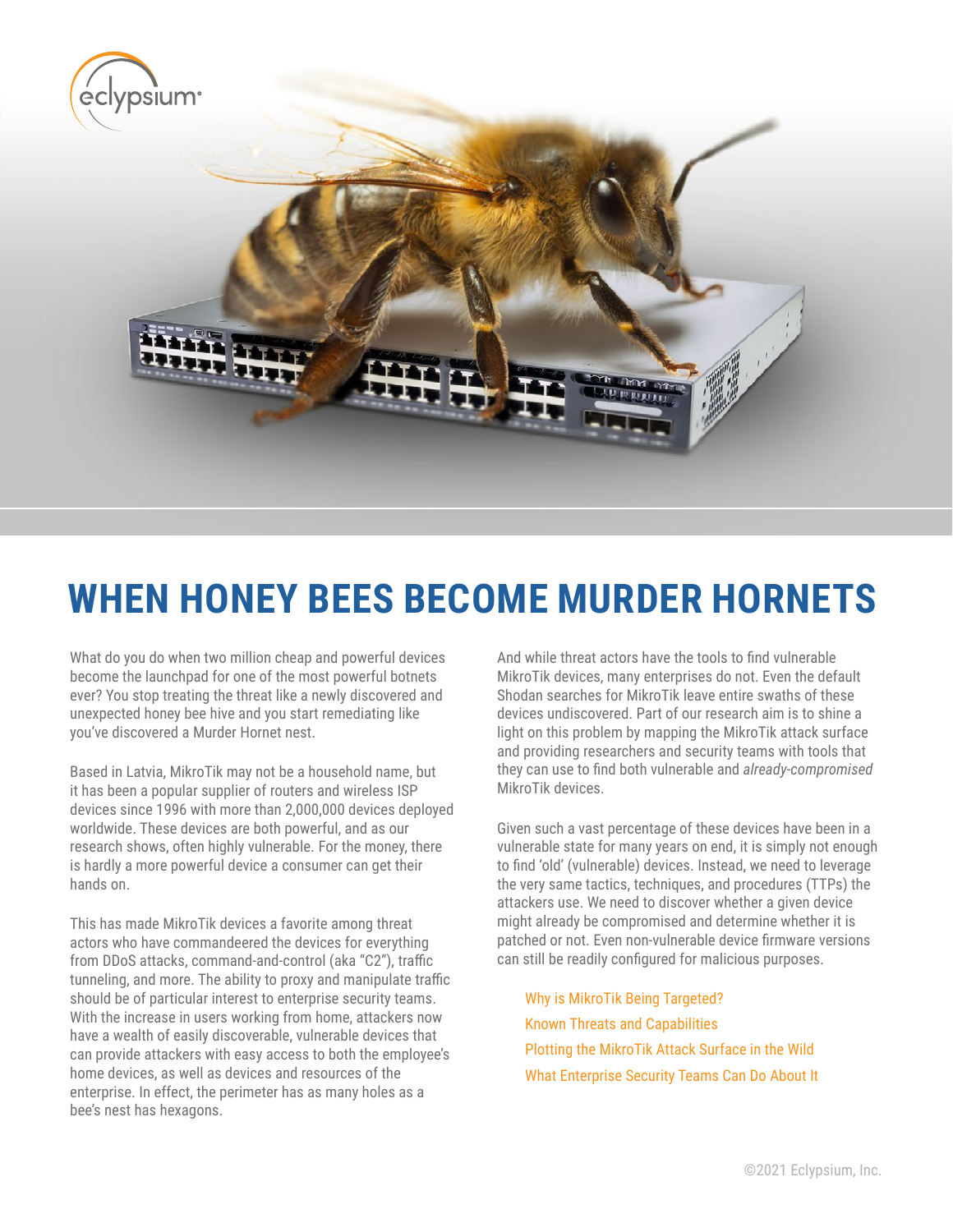# WHEN HONEY BEES BECOME MURDER HORNETS

What do you do when two million cheap and powerful devices become the launchpad for one of the most powerful botnets ever? You stop treating the threat like a newly discovered and unexpected honey bee hive and you start remediating like you've discovered a Murder Hornet nest.

Based in Latvia, MikroTik may not be a household name, but it has been a popular supplier of routers and wireless ISP devices since 1996 with more than 2,000,000 devices deployed worldwide. These devices are both powerful, and as our research shows, often highly vulnerable. For the money, there is hardly a more powerful device a consumer can get their hands on.

This has made MikroTik devices a favorite among threat actors who have commandeered the devices for everything from DDoS attacks, command-and-control (aka "C2"), traffic tunneling, and more. The ability to proxy and manipulate traffic should be of particular interest to enterprise security teams. With the increase in users working from home, attackers now have a wealth of easily discoverable, vulnerable devices that can provide attackers with easy access to both the employee's home devices, as well as devices and resources of the enterprise. In effect, the perimeter has as many holes as a bee's nest has hexagons.

And while threat actors have the tools to find vulnerable MikroTik devices, many enterprises do not. Even the default Shodan searches for MikroTik leave entire swaths of these devices undiscovered. Part of our research aim is to shine a light on this problem by mapping the MikroTik attack surface and providing researchers and security teams with tools that they can use to find both vulnerable and *already-compromised* MikroTik devices.

Given such a vast percentage of these devices have been in a vulnerable state for many years on end, it is simply not enough to find 'old' (vulnerable) devices. Instead, we need to leverage the very same tactics, techniques, and procedures (TTPs) the attackers use. We need to discover whether a given device might already be compromised and determine whether it is patched or not. Even non-vulnerable device firmware versions can still be readily configured for malicious purposes.

- Why is MikroTik Being Targeted?
- Known Threats and Capabilities
- Plotting the MikroTik Attack Surface in the Wild
- What Enterprise Security Teams Can Do About It

©2021 Eclypsium, Inc.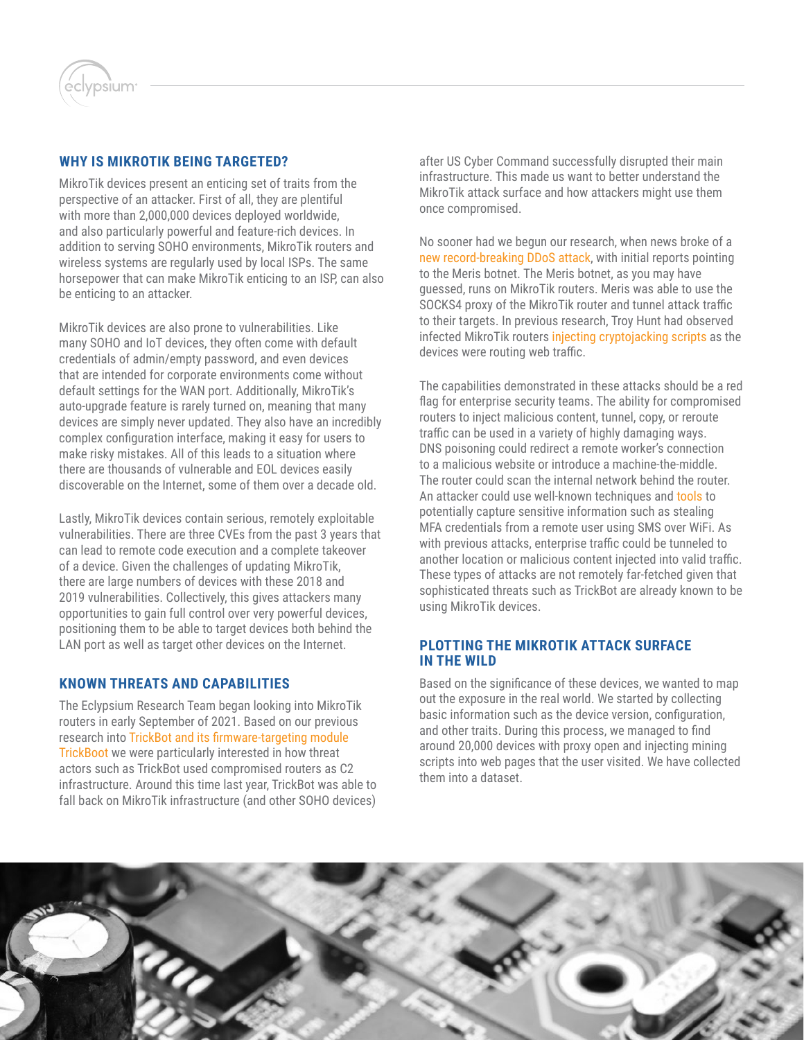## WHY IS MIKROTIK BEING TARGETED?

MikroTik devices present an enticing set of traits from the perspective of an attacker. First of all, they are plentiful with more than 2,000,000 devices deployed worldwide, and also particularly powerful and feature-rich devices. In addition to serving SOHO environments, MikroTik routers and wireless systems are regularly used by local ISPs. The same horsepower that can make MikroTik enticing to an ISP, can also be enticing to an attacker.

MikroTik devices are also prone to vulnerabilities. Like many SOHO and IoT devices, they often come with default credentials of admin/empty password, and even devices that are intended for corporate environments come without default settings for the WAN port. Additionally, MikroTik's auto-upgrade feature is rarely turned on, meaning that many devices are simply never updated. They also have an incredibly complex configuration interface, making it easy for users to make risky mistakes. All of this leads to a situation where there are thousands of vulnerable and EOL devices easily discoverable on the Internet, some of them over a decade old.

Lastly, MikroTik devices contain serious, remotely exploitable vulnerabilities. There are three CVEs from the past 3 years that can lead to remote code execution and a complete takeover of a device. Given the challenges of updating MikroTik, there are large numbers of devices with these 2018 and 2019 vulnerabilities. Collectively, this gives attackers many opportunities to gain full control over very powerful devices, positioning them to be able to target devices both behind the LAN port as well as target other devices on the Internet.

## KNOWN THREATS AND CAPABILITIES

The Eclypsium Research Team began looking into MikroTik routers in early September of 2021. Based on our previous research into TrickBot and its firmware-targeting module TrickBoot we were particularly interested in how threat actors such as TrickBot used compromised routers as C2 infrastructure. Around this time last year, TrickBot was able to fall back on MikroTik infrastructure (and other SOHO devices) after US Cyber Command successfully disrupted their main infrastructure. This made us want to better understand the MikroTik attack surface and how attackers might use them once compromised.

No sooner had we begun our research, when news broke of a new record-breaking DDoS attack, with initial reports pointing to the Meris botnet. The Meris botnet, as you may have guessed, runs on MikroTik routers. Meris was able to use the SOCKS4 proxy of the MikroTik router and tunnel attack traffic to their targets. In previous research, Troy Hunt had observed infected MikroTik routers injecting cryptojacking scripts as the devices were routing web traffic.

The capabilities demonstrated in these attacks should be a red flag for enterprise security teams. The ability for compromised routers to inject malicious content, tunnel, copy, or reroute traffic can be used in a variety of highly damaging ways. DNS poisoning could redirect a remote worker's connection to a malicious website or introduce a machine-the-middle. The router could scan the internal network behind the router. An attacker could use well-known techniques and tools to potentially capture sensitive information such as stealing MFA credentials from a remote user using SMS over WiFi. As with previous attacks, enterprise traffic could be tunneled to another location or malicious content injected into valid traffic. These types of attacks are not remotely far-fetched given that sophisticated threats such as TrickBot are already known to be using MikroTik devices.

## PLOTTING THE MIKROTIK ATTACK SURFACE IN THE WILD

Based on the significance of these devices, we wanted to map out the exposure in the real world. We started by collecting basic information such as the device version, configuration, and other traits. During this process, we managed to find around 20,000 devices with proxy open and injecting mining scripts into web pages that the user visited. We have collected them into a dataset.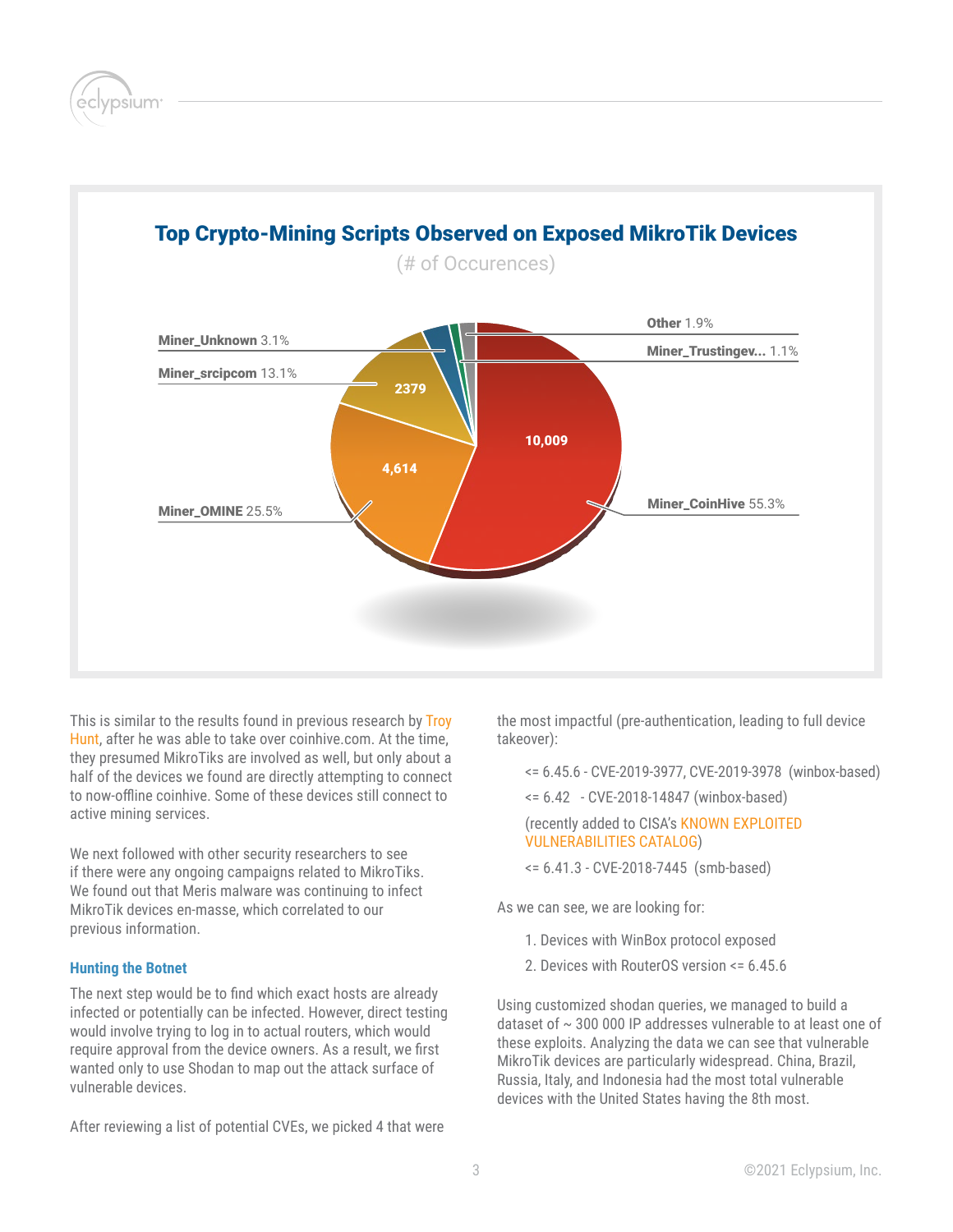## Top Crypto-Mining Scripts Observed on Exposed MikroTik Devices

(# of Occurences)

| Script | Occurrences | Percentage |
|---|---|---|
| Miner_CoinHive | 10,009 | 55.3% |
| Miner_OMINE | 4,614 | 25.5% |
| Miner_srcipcom | 2379 | 13.1% |
| Miner_Unknown | | 3.1% |
| Other | | 1.9% |
| Miner_Trustingev... | | 1.1% |

This is similar to the results found in previous research by Troy Hunt, after he was able to take over coinhive.com. At the time, they presumed MikroTiks are involved as well, but only about a half of the devices we found are directly attempting to connect to now-offline coinhive. Some of these devices still connect to active mining services.

We next followed with other security researchers to see if there were any ongoing campaigns related to MikroTiks. We found out that Meris malware was continuing to infect MikroTik devices en-masse, which correlated to our previous information.

### Hunting the Botnet

The next step would be to find which exact hosts are already infected or potentially can be infected. However, direct testing would involve trying to log in to actual routers, which would require approval from the device owners. As a result, we first wanted only to use Shodan to map out the attack surface of vulnerable devices.

After reviewing a list of potential CVEs, we picked 4 that were the most impactful (pre-authentication, leading to full device takeover):

<= 6.45.6 - CVE-2019-3977, CVE-2019-3978 (winbox-based)

<= 6.42 - CVE-2018-14847 (winbox-based)

(recently added to CISA's KNOWN EXPLOITED VULNERABILITIES CATALOG)

<= 6.41.3 - CVE-2018-7445 (smb-based)

As we can see, we are looking for:

1. Devices with WinBox protocol exposed
2. Devices with RouterOS version <= 6.45.6

Using customized shodan queries, we managed to build a dataset of ~ 300 000 IP addresses vulnerable to at least one of these exploits. Analyzing the data we can see that vulnerable MikroTik devices are particularly widespread. China, Brazil, Russia, Italy, and Indonesia had the most total vulnerable devices with the United States having the 8th most.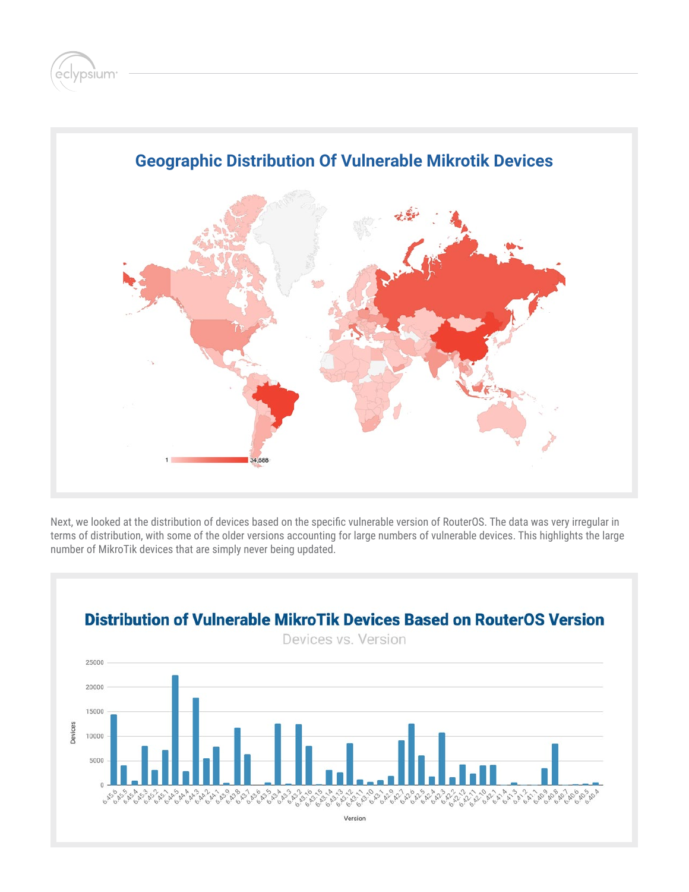## Geographic Distribution Of Vulnerable Mikrotik Devices

1 — 34,688

Next, we looked at the distribution of devices based on the specific vulnerable version of RouterOS. The data was very irregular in terms of distribution, with some of the older versions accounting for large numbers of vulnerable devices. This highlights the large number of MikroTik devices that are simply never being updated.

## Distribution of Vulnerable MikroTik Devices Based on RouterOS Version

Devices vs. Version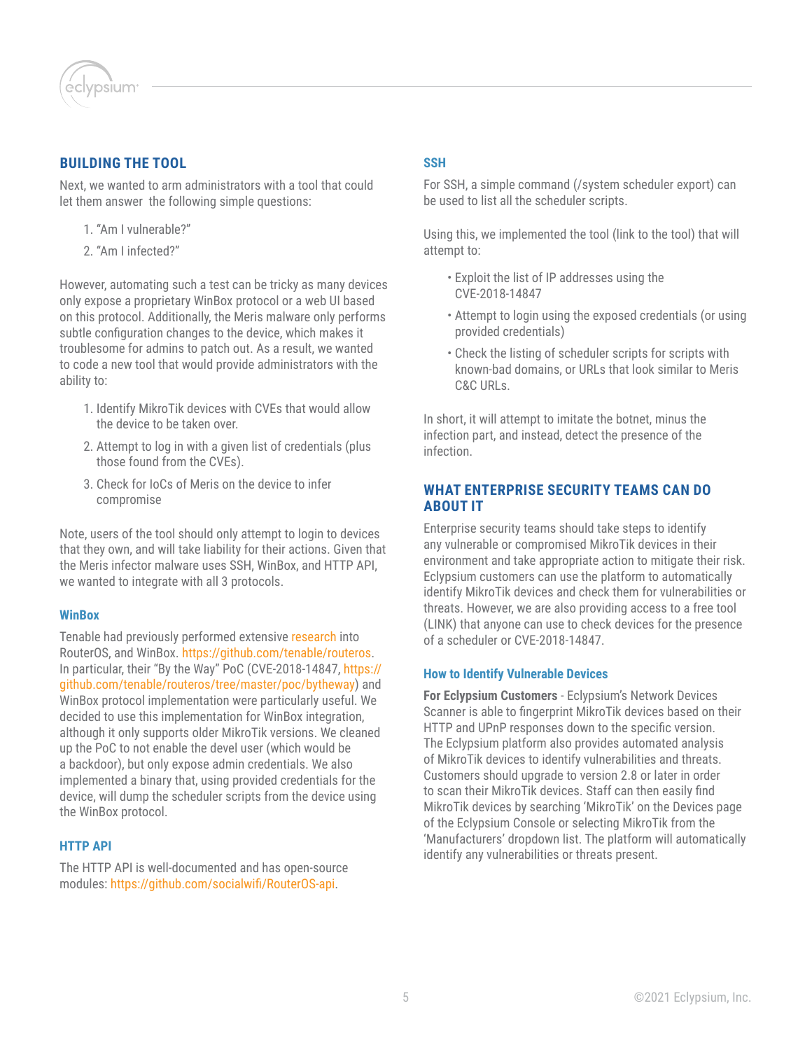## BUILDING THE TOOL

Next, we wanted to arm administrators with a tool that could let them answer the following simple questions:

1. "Am I vulnerable?"
2. "Am I infected?"

However, automating such a test can be tricky as many devices only expose a proprietary WinBox protocol or a web UI based on this protocol. Additionally, the Meris malware only performs subtle configuration changes to the device, which makes it troublesome for admins to patch out. As a result, we wanted to code a new tool that would provide administrators with the ability to:

1. Identify MikroTik devices with CVEs that would allow the device to be taken over.
2. Attempt to log in with a given list of credentials (plus those found from the CVEs).
3. Check for IoCs of Meris on the device to infer compromise

Note, users of the tool should only attempt to login to devices that they own, and will take liability for their actions. Given that the Meris infector malware uses SSH, WinBox, and HTTP API, we wanted to integrate with all 3 protocols.

### WinBox

Tenable had previously performed extensive research into RouterOS, and WinBox. https://github.com/tenable/routeros. In particular, their "By the Way" PoC (CVE-2018-14847, https://github.com/tenable/routeros/tree/master/poc/bytheway) and WinBox protocol implementation were particularly useful. We decided to use this implementation for WinBox integration, although it only supports older MikroTik versions. We cleaned up the PoC to not enable the devel user (which would be a backdoor), but only expose admin credentials. We also implemented a binary that, using provided credentials for the device, will dump the scheduler scripts from the device using the WinBox protocol.

### HTTP API

The HTTP API is well-documented and has open-source modules: https://github.com/socialwifi/RouterOS-api.

### SSH

For SSH, a simple command (/system scheduler export) can be used to list all the scheduler scripts.

Using this, we implemented the tool (link to the tool) that will attempt to:

- Exploit the list of IP addresses using the CVE-2018-14847
- Attempt to login using the exposed credentials (or using provided credentials)
- Check the listing of scheduler scripts for scripts with known-bad domains, or URLs that look similar to Meris C&C URLs.

In short, it will attempt to imitate the botnet, minus the infection part, and instead, detect the presence of the infection.

## WHAT ENTERPRISE SECURITY TEAMS CAN DO ABOUT IT

Enterprise security teams should take steps to identify any vulnerable or compromised MikroTik devices in their environment and take appropriate action to mitigate their risk. Eclypsium customers can use the platform to automatically identify MikroTik devices and check them for vulnerabilities or threats. However, we are also providing access to a free tool (LINK) that anyone can use to check devices for the presence of a scheduler or CVE-2018-14847.

### How to Identify Vulnerable Devices

**For Eclypsium Customers** - Eclypsium's Network Devices Scanner is able to fingerprint MikroTik devices based on their HTTP and UPnP responses down to the specific version. The Eclypsium platform also provides automated analysis of MikroTik devices to identify vulnerabilities and threats. Customers should upgrade to version 2.8 or later in order to scan their MikroTik devices. Staff can then easily find MikroTik devices by searching 'MikroTik' on the Devices page of the Eclypsium Console or selecting MikroTik from the 'Manufacturers' dropdown list. The platform will automatically identify any vulnerabilities or threats present.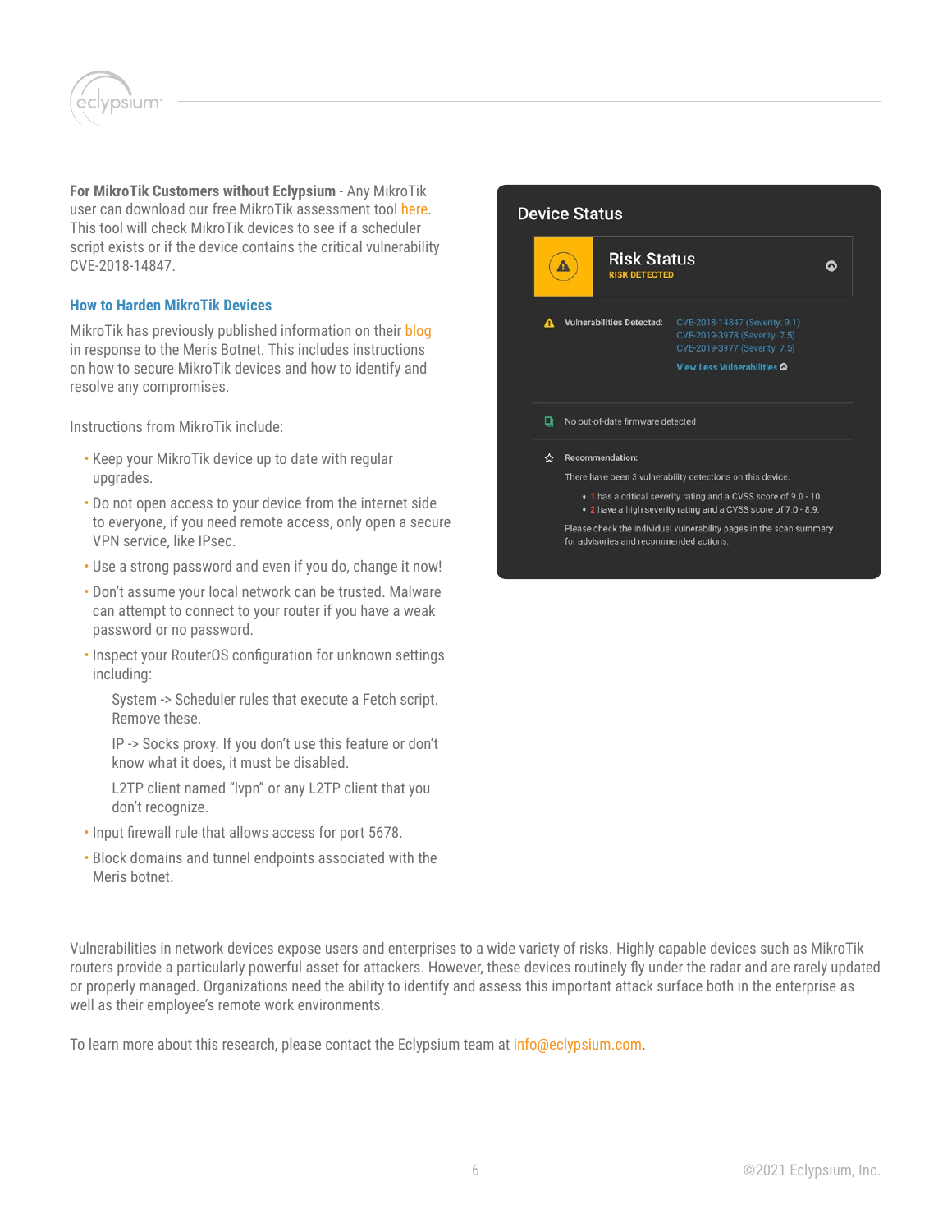**For MikroTik Customers without Eclypsium** - Any MikroTik user can download our free MikroTik assessment tool here. This tool will check MikroTik devices to see if a scheduler script exists or if the device contains the critical vulnerability CVE-2018-14847.

### How to Harden MikroTik Devices

MikroTik has previously published information on their blog in response to the Meris Botnet. This includes instructions on how to secure MikroTik devices and how to identify and resolve any compromises.

Instructions from MikroTik include:

- Keep your MikroTik device up to date with regular upgrades.
- Do not open access to your device from the internet side to everyone, if you need remote access, only open a secure VPN service, like IPsec.
- Use a strong password and even if you do, change it now!
- Don't assume your local network can be trusted. Malware can attempt to connect to your router if you have a weak password or no password.
- Inspect your RouterOS configuration for unknown settings including:

  System -> Scheduler rules that execute a Fetch script. Remove these.

  IP -> Socks proxy. If you don't use this feature or don't know what it does, it must be disabled.

  L2TP client named "lvpn" or any L2TP client that you don't recognize.
- Input firewall rule that allows access for port 5678.
- Block domains and tunnel endpoints associated with the Meris botnet.

Device Status

Risk Status
RISK DETECTED

Vulnerabilities Detected: CVE-2018-14847 (Severity: 9.1)
CVE-2019-3978 (Severity: 7.5)
CVE-2019-3977 (Severity: 7.5)
View Less Vulnerabilities

No out-of-date firmware detected

Recommendation:
There have been 3 vulnerability detections on this device.
• 1 has a critical severity rating and a CVSS score of 9.0 - 10.
• 2 have a high severity rating and a CVSS score of 7.0 - 8.9.
Please check the individual vulnerability pages in the scan summary for advisories and recommended actions.

Vulnerabilities in network devices expose users and enterprises to a wide variety of risks. Highly capable devices such as MikroTik routers provide a particularly powerful asset for attackers. However, these devices routinely fly under the radar and are rarely updated or properly managed. Organizations need the ability to identify and assess this important attack surface both in the enterprise as well as their employee's remote work environments.

To learn more about this research, please contact the Eclypsium team at info@eclypsium.com.